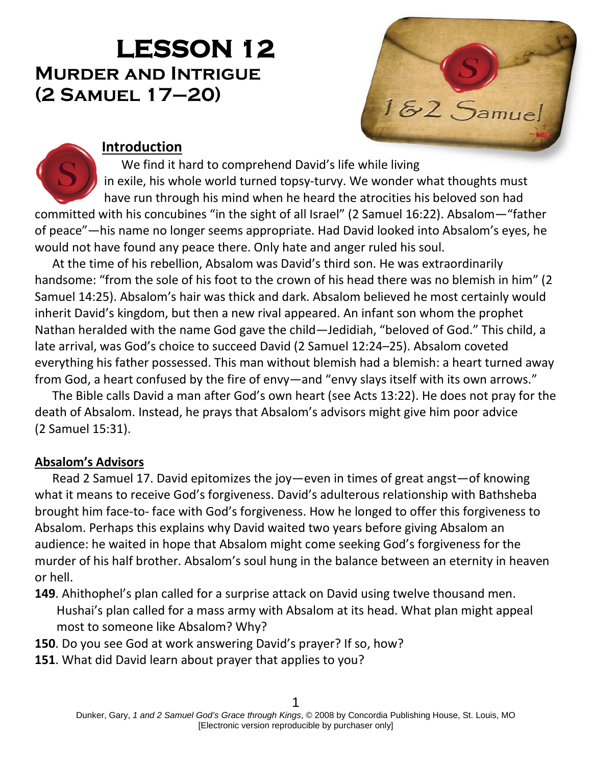# LESSON 12
## Murder and Intrigue
## (2 Samuel 17–20)

### Introduction

We find it hard to comprehend David's life while living in exile, his whole world turned topsy-turvy. We wonder what thoughts must have run through his mind when he heard the atrocities his beloved son had committed with his concubines "in the sight of all Israel" (2 Samuel 16:22). Absalom—"father of peace"—his name no longer seems appropriate. Had David looked into Absalom's eyes, he would not have found any peace there. Only hate and anger ruled his soul.

At the time of his rebellion, Absalom was David's third son. He was extraordinarily handsome: "from the sole of his foot to the crown of his head there was no blemish in him" (2 Samuel 14:25). Absalom's hair was thick and dark. Absalom believed he most certainly would inherit David's kingdom, but then a new rival appeared. An infant son whom the prophet Nathan heralded with the name God gave the child—Jedidiah, "beloved of God." This child, a late arrival, was God's choice to succeed David (2 Samuel 12:24–25). Absalom coveted everything his father possessed. This man without blemish had a blemish: a heart turned away from God, a heart confused by the fire of envy—and "envy slays itself with its own arrows."

The Bible calls David a man after God's own heart (see Acts 13:22). He does not pray for the death of Absalom. Instead, he prays that Absalom's advisors might give him poor advice (2 Samuel 15:31).

### Absalom's Advisors

Read 2 Samuel 17. David epitomizes the joy—even in times of great angst—of knowing what it means to receive God's forgiveness. David's adulterous relationship with Bathsheba brought him face-to- face with God's forgiveness. How he longed to offer this forgiveness to Absalom. Perhaps this explains why David waited two years before giving Absalom an audience: he waited in hope that Absalom might come seeking God's forgiveness for the murder of his half brother. Absalom's soul hung in the balance between an eternity in heaven or hell.

**149**. Ahithophel's plan called for a surprise attack on David using twelve thousand men. Hushai's plan called for a mass army with Absalom at its head. What plan might appeal most to someone like Absalom? Why?

**150**. Do you see God at work answering David's prayer? If so, how?

**151**. What did David learn about prayer that applies to you?

Dunker, Gary, *1 and 2 Samuel God's Grace through Kings*, © 2008 by Concordia Publishing House, St. Louis, MO
[Electronic version reproducible by purchaser only]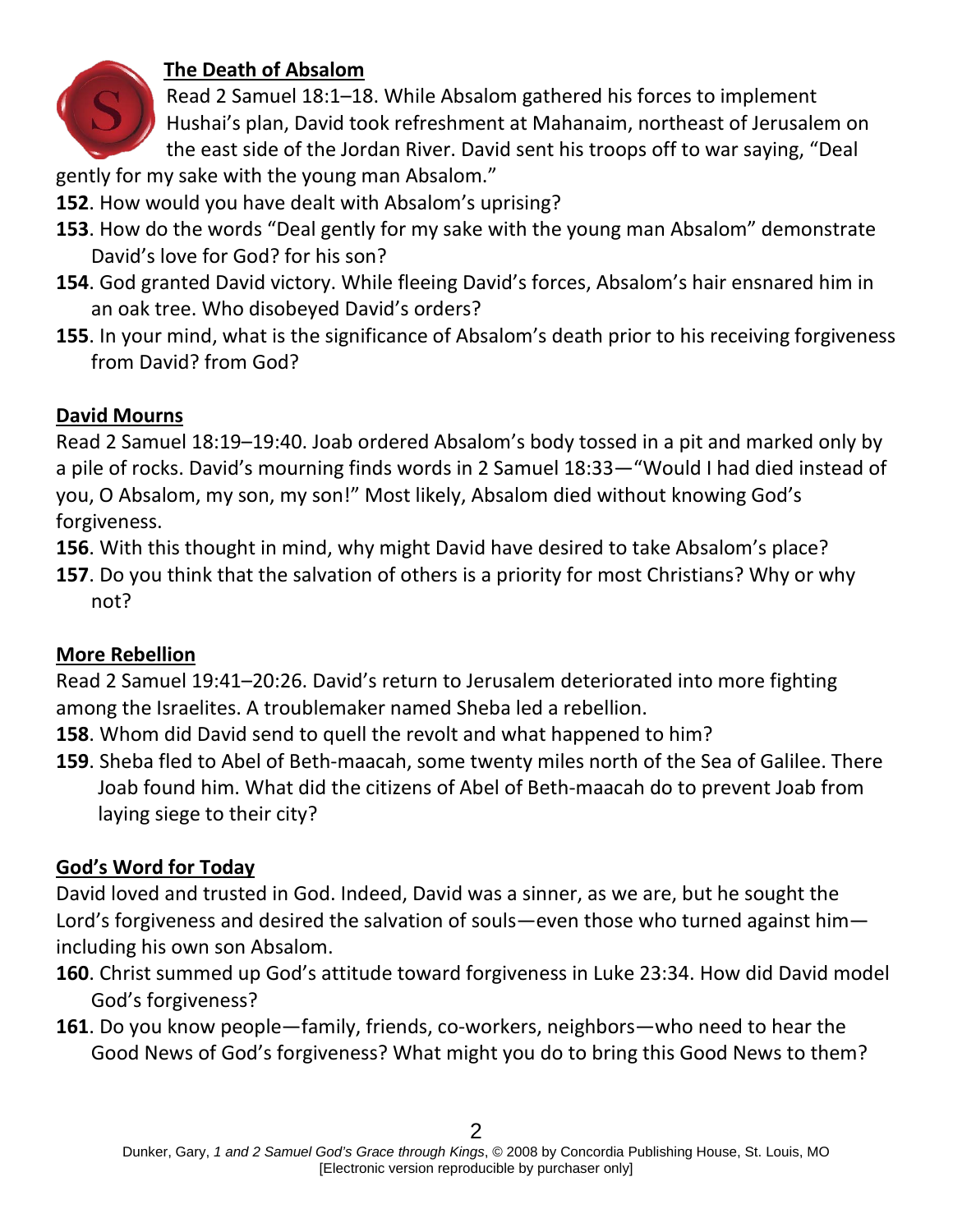## The Death of Absalom

Read 2 Samuel 18:1–18. While Absalom gathered his forces to implement Hushai's plan, David took refreshment at Mahanaim, northeast of Jerusalem on the east side of the Jordan River. David sent his troops off to war saying, "Deal gently for my sake with the young man Absalom."

**152**. How would you have dealt with Absalom's uprising?

**153**. How do the words "Deal gently for my sake with the young man Absalom" demonstrate David's love for God? for his son?

**154**. God granted David victory. While fleeing David's forces, Absalom's hair ensnared him in an oak tree. Who disobeyed David's orders?

**155**. In your mind, what is the significance of Absalom's death prior to his receiving forgiveness from David? from God?

## David Mourns

Read 2 Samuel 18:19–19:40. Joab ordered Absalom's body tossed in a pit and marked only by a pile of rocks. David's mourning finds words in 2 Samuel 18:33—"Would I had died instead of you, O Absalom, my son, my son!" Most likely, Absalom died without knowing God's forgiveness.

**156**. With this thought in mind, why might David have desired to take Absalom's place?

**157**. Do you think that the salvation of others is a priority for most Christians? Why or why not?

## More Rebellion

Read 2 Samuel 19:41–20:26. David's return to Jerusalem deteriorated into more fighting among the Israelites. A troublemaker named Sheba led a rebellion.

**158**. Whom did David send to quell the revolt and what happened to him?

**159**. Sheba fled to Abel of Beth-maacah, some twenty miles north of the Sea of Galilee. There Joab found him. What did the citizens of Abel of Beth-maacah do to prevent Joab from laying siege to their city?

## God's Word for Today

David loved and trusted in God. Indeed, David was a sinner, as we are, but he sought the Lord's forgiveness and desired the salvation of souls—even those who turned against him—including his own son Absalom.

**160**. Christ summed up God's attitude toward forgiveness in Luke 23:34. How did David model God's forgiveness?

**161**. Do you know people—family, friends, co-workers, neighbors—who need to hear the Good News of God's forgiveness? What might you do to bring this Good News to them?

Dunker, Gary, *1 and 2 Samuel God's Grace through Kings*, © 2008 by Concordia Publishing House, St. Louis, MO
[Electronic version reproducible by purchaser only]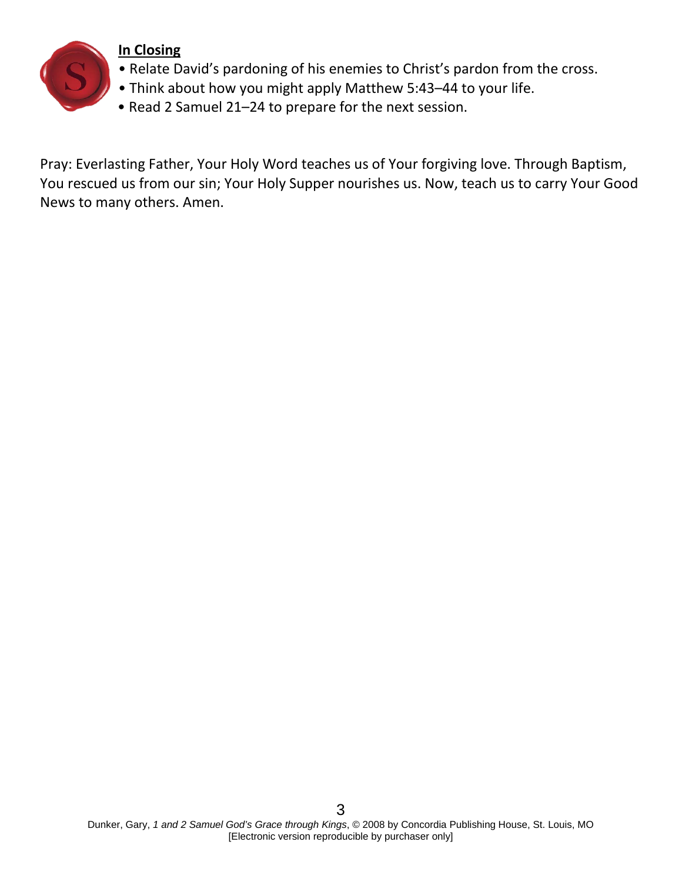## In Closing

- Relate David's pardoning of his enemies to Christ's pardon from the cross.
- Think about how you might apply Matthew 5:43–44 to your life.
- Read 2 Samuel 21–24 to prepare for the next session.

Pray: Everlasting Father, Your Holy Word teaches us of Your forgiving love. Through Baptism, You rescued us from our sin; Your Holy Supper nourishes us. Now, teach us to carry Your Good News to many others. Amen.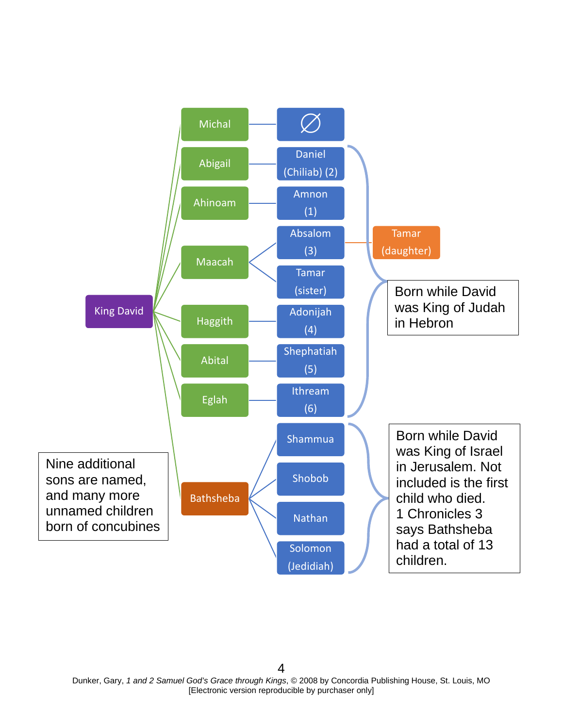King David

Michal — ∅

Abigail — Daniel (Chiliab) (2)

Ahinoam — Amnon (1)

Maacah — Absalom (3) — Tamar (daughter)

Maacah — Tamar (sister)

Haggith — Adonijah (4)

Abital — Shephatiah (5)

Eglah — Ithream (6)

Born while David was King of Judah in Hebron

Bathsheba — Shammua, Shobob, Nathan, Solomon (Jedidiah)

Born while David was King of Israel in Jerusalem. Not included is the first child who died. 1 Chronicles 3 says Bathsheba had a total of 13 children.

Nine additional sons are named, and many more unnamed children born of concubines

Dunker, Gary, *1 and 2 Samuel God's Grace through Kings*, © 2008 by Concordia Publishing House, St. Louis, MO
[Electronic version reproducible by purchaser only]